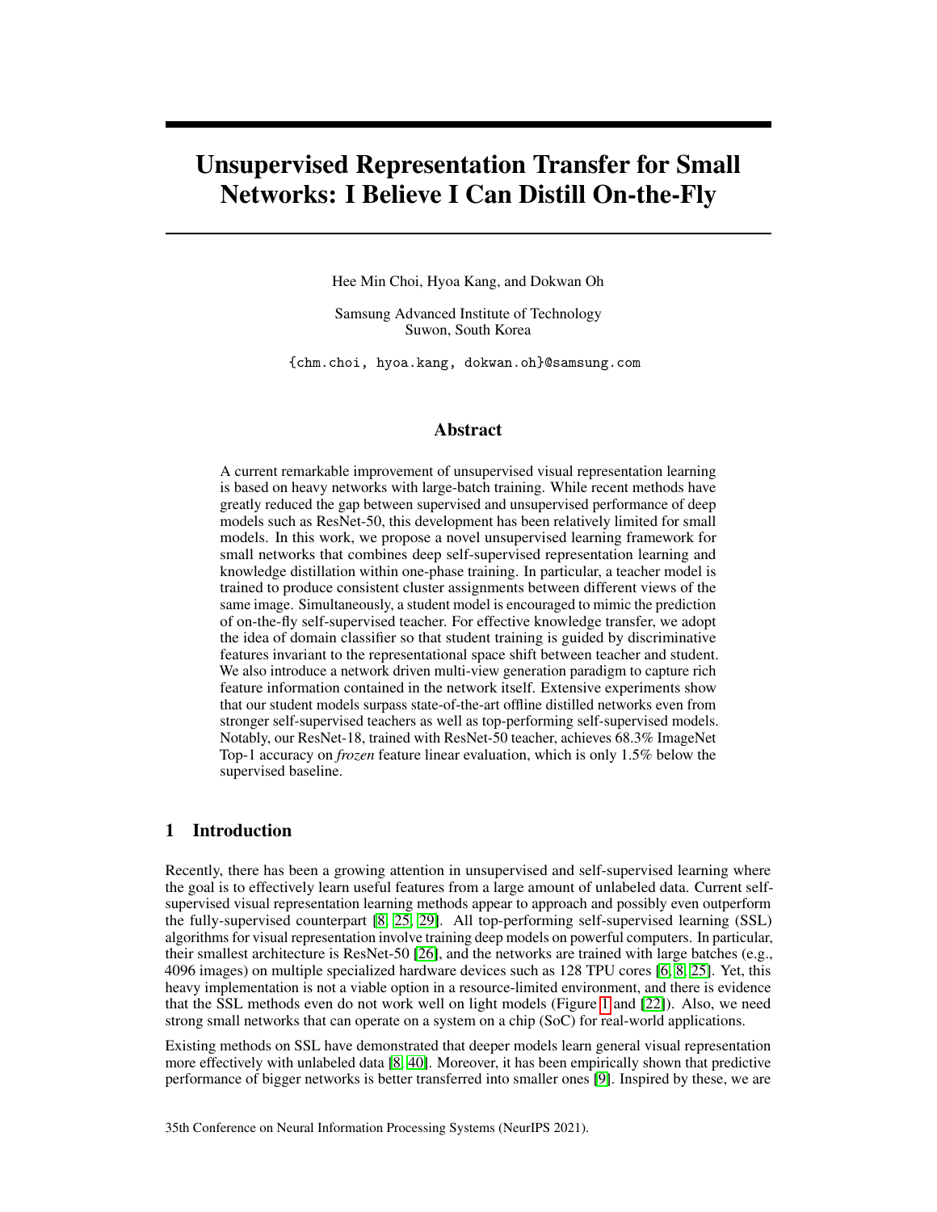# Unsupervised Representation Transfer for Small Networks: I Believe I Can Distill On-the-Fly

Hee Min Choi, Hyoa Kang, and Dokwan Oh

Samsung Advanced Institute of Technology
Suwon, South Korea

{chm.choi, hyoa.kang, dokwan.oh}@samsung.com

## Abstract

A current remarkable improvement of unsupervised visual representation learning is based on heavy networks with large-batch training. While recent methods have greatly reduced the gap between supervised and unsupervised performance of deep models such as ResNet-50, this development has been relatively limited for small models. In this work, we propose a novel unsupervised learning framework for small networks that combines deep self-supervised representation learning and knowledge distillation within one-phase training. In particular, a teacher model is trained to produce consistent cluster assignments between different views of the same image. Simultaneously, a student model is encouraged to mimic the prediction of on-the-fly self-supervised teacher. For effective knowledge transfer, we adopt the idea of domain classifier so that student training is guided by discriminative features invariant to the representational space shift between teacher and student. We also introduce a network driven multi-view generation paradigm to capture rich feature information contained in the network itself. Extensive experiments show that our student models surpass state-of-the-art offline distilled networks even from stronger self-supervised teachers as well as top-performing self-supervised models. Notably, our ResNet-18, trained with ResNet-50 teacher, achieves 68.3% ImageNet Top-1 accuracy on *frozen* feature linear evaluation, which is only 1.5% below the supervised baseline.

## 1 Introduction

Recently, there has been a growing attention in unsupervised and self-supervised learning where the goal is to effectively learn useful features from a large amount of unlabeled data. Current self-supervised visual representation learning methods appear to approach and possibly even outperform the fully-supervised counterpart [8, 25, 29]. All top-performing self-supervised learning (SSL) algorithms for visual representation involve training deep models on powerful computers. In particular, their smallest architecture is ResNet-50 [26], and the networks are trained with large batches (e.g., 4096 images) on multiple specialized hardware devices such as 128 TPU cores [6, 8, 25]. Yet, this heavy implementation is not a viable option in a resource-limited environment, and there is evidence that the SSL methods even do not work well on light models (Figure 1 and [22]). Also, we need strong small networks that can operate on a system on a chip (SoC) for real-world applications.

Existing methods on SSL have demonstrated that deeper models learn general visual representation more effectively with unlabeled data [8, 40]. Moreover, it has been empirically shown that predictive performance of bigger networks is better transferred into smaller ones [9]. Inspired by these, we are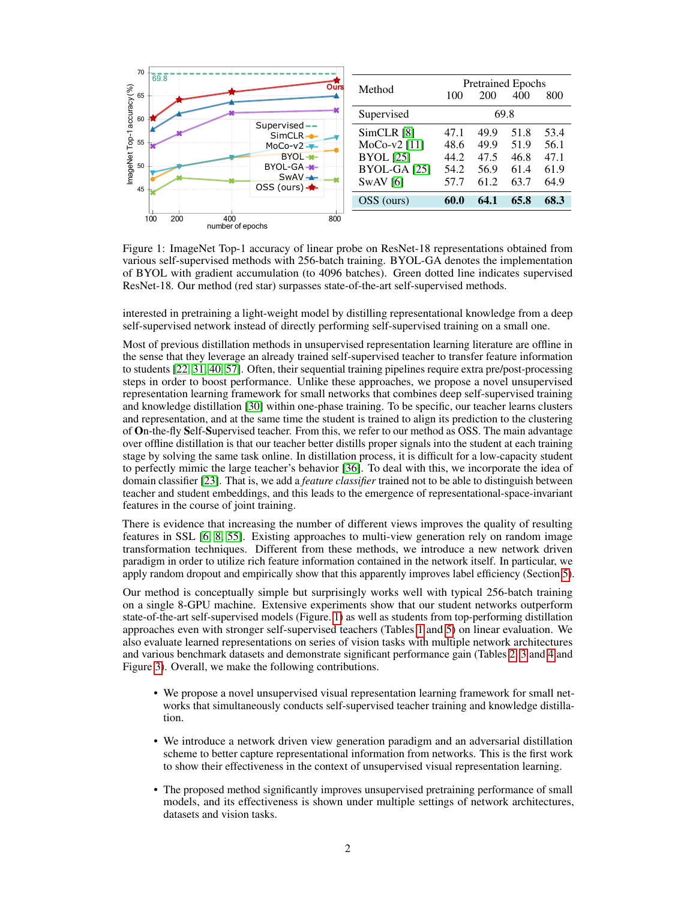| Method | Pretrained Epochs | | | |
|---|---|---|---|---|
| | 100 | 200 | 400 | 800 |
| Supervised | 69.8 | | | |
| SimCLR [8] | 47.1 | 49.9 | 51.8 | 53.4 |
| MoCo-v2 [11] | 48.6 | 49.9 | 51.9 | 56.1 |
| BYOL [25] | 44.2 | 47.5 | 46.8 | 47.1 |
| BYOL-GA [25] | 54.2 | 56.9 | 61.4 | 61.9 |
| SwAV [6] | 57.7 | 61.2 | 63.7 | 64.9 |
| OSS (ours) | **60.0** | **64.1** | **65.8** | **68.3** |

Figure 1: ImageNet Top-1 accuracy of linear probe on ResNet-18 representations obtained from various self-supervised methods with 256-batch training. BYOL-GA denotes the implementation of BYOL with gradient accumulation (to 4096 batches). Green dotted line indicates supervised ResNet-18. Our method (red star) surpasses state-of-the-art self-supervised methods.

interested in pretraining a light-weight model by distilling representational knowledge from a deep self-supervised network instead of directly performing self-supervised training on a small one.

Most of previous distillation methods in unsupervised representation learning literature are offline in the sense that they leverage an already trained self-supervised teacher to transfer feature information to students [22, 31, 40, 57]. Often, their sequential training pipelines require extra pre/post-processing steps in order to boost performance. Unlike these approaches, we propose a novel unsupervised representation learning framework for small networks that combines deep self-supervised training and knowledge distillation [30] within one-phase training. To be specific, our teacher learns clusters and representation, and at the same time the student is trained to align its prediction to the clustering of **O**n-the-fly **S**elf-**S**upervised teacher. From this, we refer to our method as OSS. The main advantage over offline distillation is that our teacher better distills proper signals into the student at each training stage by solving the same task online. In distillation process, it is difficult for a low-capacity student to perfectly mimic the large teacher's behavior [36]. To deal with this, we incorporate the idea of domain classifier [23]. That is, we add a *feature classifier* trained not to be able to distinguish between teacher and student embeddings, and this leads to the emergence of representational-space-invariant features in the course of joint training.

There is evidence that increasing the number of different views improves the quality of resulting features in SSL [6, 8, 55]. Existing approaches to multi-view generation rely on random image transformation techniques. Different from these methods, we introduce a new network driven paradigm in order to utilize rich feature information contained in the network itself. In particular, we apply random dropout and empirically show that this apparently improves label efficiency (Section 5).

Our method is conceptually simple but surprisingly works well with typical 256-batch training on a single 8-GPU machine. Extensive experiments show that our student networks outperform state-of-the-art self-supervised models (Figure. 1) as well as students from top-performing distillation approaches even with stronger self-supervised teachers (Tables 1 and 5) on linear evaluation. We also evaluate learned representations on series of vision tasks with multiple network architectures and various benchmark datasets and demonstrate significant performance gain (Tables 2, 3 and 4 and Figure 3). Overall, we make the following contributions.

- We propose a novel unsupervised visual representation learning framework for small networks that simultaneously conducts self-supervised teacher training and knowledge distillation.
- We introduce a network driven view generation paradigm and an adversarial distillation scheme to better capture representational information from networks. This is the first work to show their effectiveness in the context of unsupervised visual representation learning.
- The proposed method significantly improves unsupervised pretraining performance of small models, and its effectiveness is shown under multiple settings of network architectures, datasets and vision tasks.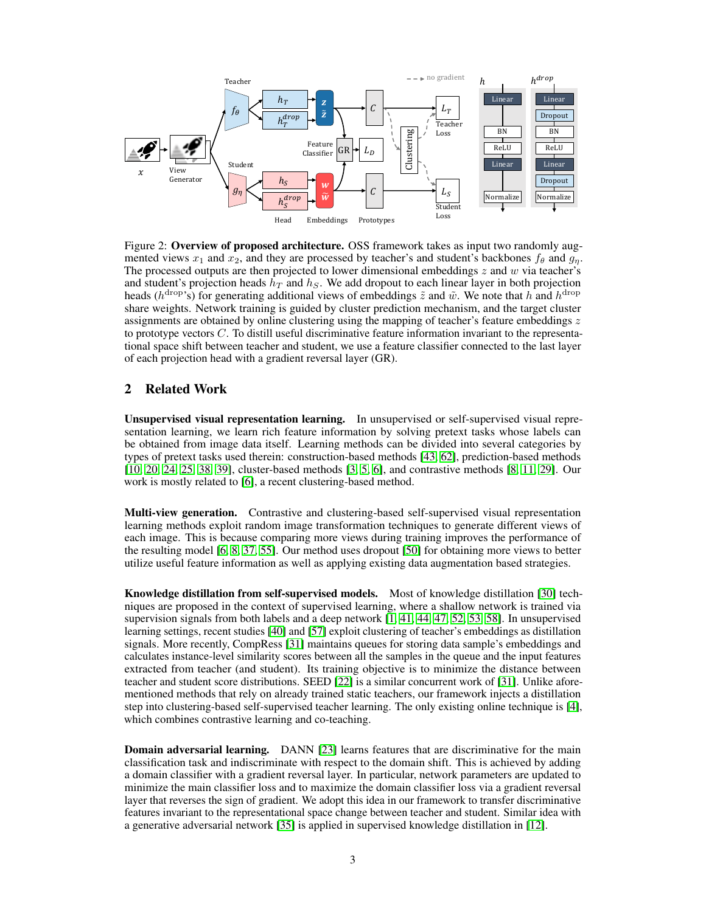Figure 2: **Overview of proposed architecture.** OSS framework takes as input two randomly augmented views $x_1$ and $x_2$, and they are processed by teacher's and student's backbones $f_\theta$ and $g_\eta$. The processed outputs are then projected to lower dimensional embeddings $z$ and $w$ via teacher's and student's projection heads $h_T$ and $h_S$. We add dropout to each linear layer in both projection heads ($h^{\text{drop}}$'s) for generating additional views of embeddings $\tilde{z}$ and $\tilde{w}$. We note that $h$ and $h^{\text{drop}}$ share weights. Network training is guided by cluster prediction mechanism, and the target cluster assignments are obtained by online clustering using the mapping of teacher's feature embeddings $z$ to prototype vectors $C$. To distill useful discriminative feature information invariant to the representational space shift between teacher and student, we use a feature classifier connected to the last layer of each projection head with a gradient reversal layer (GR).

## 2 Related Work

**Unsupervised visual representation learning.** In unsupervised or self-supervised visual representation learning, we learn rich feature information by solving pretext tasks whose labels can be obtained from image data itself. Learning methods can be divided into several categories by types of pretext tasks used therein: construction-based methods [43, 62], prediction-based methods [10, 20, 24, 25, 38, 39], cluster-based methods [3, 5, 6], and contrastive methods [8, 11, 29]. Our work is mostly related to [6], a recent clustering-based method.

**Multi-view generation.** Contrastive and clustering-based self-supervised visual representation learning methods exploit random image transformation techniques to generate different views of each image. This is because comparing more views during training improves the performance of the resulting model [6, 8, 37, 55]. Our method uses dropout [50] for obtaining more views to better utilize useful feature information as well as applying existing data augmentation based strategies.

**Knowledge distillation from self-supervised models.** Most of knowledge distillation [30] techniques are proposed in the context of supervised learning, where a shallow network is trained via supervision signals from both labels and a deep network [1, 41, 44, 47, 52, 53, 58]. In unsupervised learning settings, recent studies [40] and [57] exploit clustering of teacher's embeddings as distillation signals. More recently, CompRess [31] maintains queues for storing data sample's embeddings and calculates instance-level similarity scores between all the samples in the queue and the input features extracted from teacher (and student). Its training objective is to minimize the distance between teacher and student score distributions. SEED [22] is a similar concurrent work of [31]. Unlike aforementioned methods that rely on already trained static teachers, our framework injects a distillation step into clustering-based self-supervised teacher learning. The only existing online technique is [4], which combines contrastive learning and co-teaching.

**Domain adversarial learning.** DANN [23] learns features that are discriminative for the main classification task and indiscriminate with respect to the domain shift. This is achieved by adding a domain classifier with a gradient reversal layer. In particular, network parameters are updated to minimize the main classifier loss and to maximize the domain classifier loss via a gradient reversal layer that reverses the sign of gradient. We adopt this idea in our framework to transfer discriminative features invariant to the representational space change between teacher and student. Similar idea with a generative adversarial network [35] is applied in supervised knowledge distillation in [12].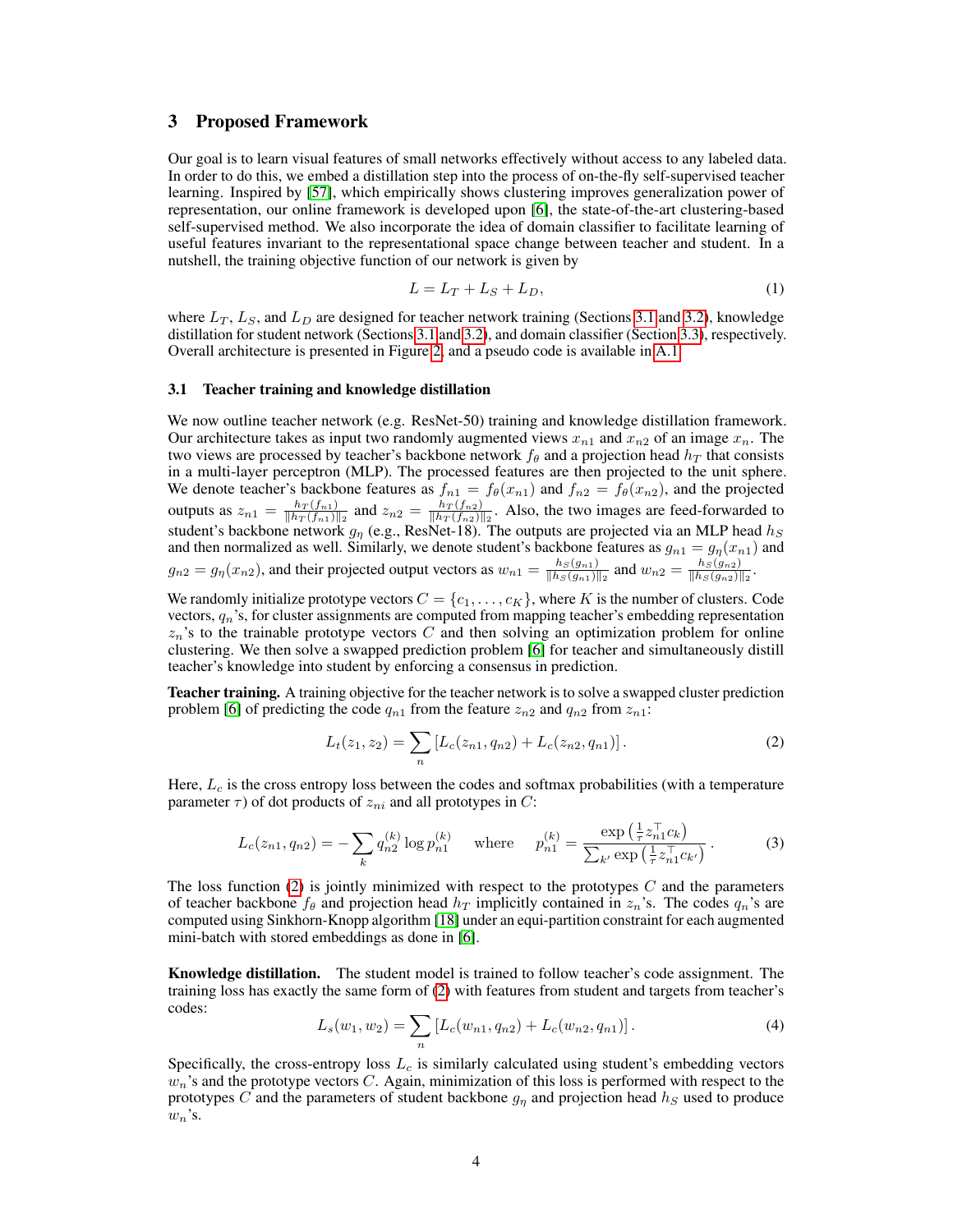## 3 Proposed Framework

Our goal is to learn visual features of small networks effectively without access to any labeled data. In order to do this, we embed a distillation step into the process of on-the-fly self-supervised teacher learning. Inspired by [57], which empirically shows clustering improves generalization power of representation, our online framework is developed upon [6], the state-of-the-art clustering-based self-supervised method. We also incorporate the idea of domain classifier to facilitate learning of useful features invariant to the representational space change between teacher and student. In a nutshell, the training objective function of our network is given by

$$L = L_T + L_S + L_D, \tag{1}$$

where $L_T$, $L_S$, and $L_D$ are designed for teacher network training (Sections 3.1 and 3.2), knowledge distillation for student network (Sections 3.1 and 3.2), and domain classifier (Section 3.3), respectively. Overall architecture is presented in Figure 2, and a pseudo code is available in A.1.

### 3.1 Teacher training and knowledge distillation

We now outline teacher network (e.g. ResNet-50) training and knowledge distillation framework. Our architecture takes as input two randomly augmented views $x_{n1}$ and $x_{n2}$ of an image $x_n$. The two views are processed by teacher's backbone network $f_\theta$ and a projection head $h_T$ that consists in a multi-layer perceptron (MLP). The processed features are then projected to the unit sphere. We denote teacher's backbone features as $f_{n1} = f_\theta(x_{n1})$ and $f_{n2} = f_\theta(x_{n2})$, and the projected outputs as $z_{n1} = \frac{h_T(f_{n1})}{\|h_T(f_{n1})\|_2}$ and $z_{n2} = \frac{h_T(f_{n2})}{\|h_T(f_{n2})\|_2}$. Also, the two images are feed-forwarded to student's backbone network $g_\eta$ (e.g., ResNet-18). The outputs are projected via an MLP head $h_S$ and then normalized as well. Similarly, we denote student's backbone features as $g_{n1} = g_\eta(x_{n1})$ and $g_{n2} = g_\eta(x_{n2})$, and their projected output vectors as $w_{n1} = \frac{h_S(g_{n1})}{\|h_S(g_{n1})\|_2}$ and $w_{n2} = \frac{h_S(g_{n2})}{\|h_S(g_{n2})\|_2}$.

We randomly initialize prototype vectors $C = \{c_1, \ldots, c_K\}$, where $K$ is the number of clusters. Code vectors, $q_n$'s, for cluster assignments are computed from mapping teacher's embedding representation $z_n$'s to the trainable prototype vectors $C$ and then solving an optimization problem for online clustering. We then solve a swapped prediction problem [6] for teacher and simultaneously distill teacher's knowledge into student by enforcing a consensus in prediction.

**Teacher training.** A training objective for the teacher network is to solve a swapped cluster prediction problem [6] of predicting the code $q_{n1}$ from the feature $z_{n2}$ and $q_{n2}$ from $z_{n1}$:

$$L_t(z_1, z_2) = \sum_n \left[ L_c(z_{n1}, q_{n2}) + L_c(z_{n2}, q_{n1}) \right]. \tag{2}$$

Here, $L_c$ is the cross entropy loss between the codes and softmax probabilities (with a temperature parameter $\tau$) of dot products of $z_{ni}$ and all prototypes in $C$:

$$L_c(z_{n1}, q_{n2}) = -\sum_k q_{n2}^{(k)} \log p_{n1}^{(k)} \quad \text{where} \quad p_{n1}^{(k)} = \frac{\exp\left(\frac{1}{\tau} z_{n1}^\top c_k\right)}{\sum_{k'} \exp\left(\frac{1}{\tau} z_{n1}^\top c_{k'}\right)}. \tag{3}$$

The loss function (2) is jointly minimized with respect to the prototypes $C$ and the parameters of teacher backbone $f_\theta$ and projection head $h_T$ implicitly contained in $z_n$'s. The codes $q_n$'s are computed using Sinkhorn-Knopp algorithm [18] under an equi-partition constraint for each augmented mini-batch with stored embeddings as done in [6].

**Knowledge distillation.** The student model is trained to follow teacher's code assignment. The training loss has exactly the same form of (2) with features from student and targets from teacher's codes:

$$L_s(w_1, w_2) = \sum_n \left[ L_c(w_{n1}, q_{n2}) + L_c(w_{n2}, q_{n1}) \right]. \tag{4}$$

Specifically, the cross-entropy loss $L_c$ is similarly calculated using student's embedding vectors $w_n$'s and the prototype vectors $C$. Again, minimization of this loss is performed with respect to the prototypes $C$ and the parameters of student backbone $g_\eta$ and projection head $h_S$ used to produce $w_n$'s.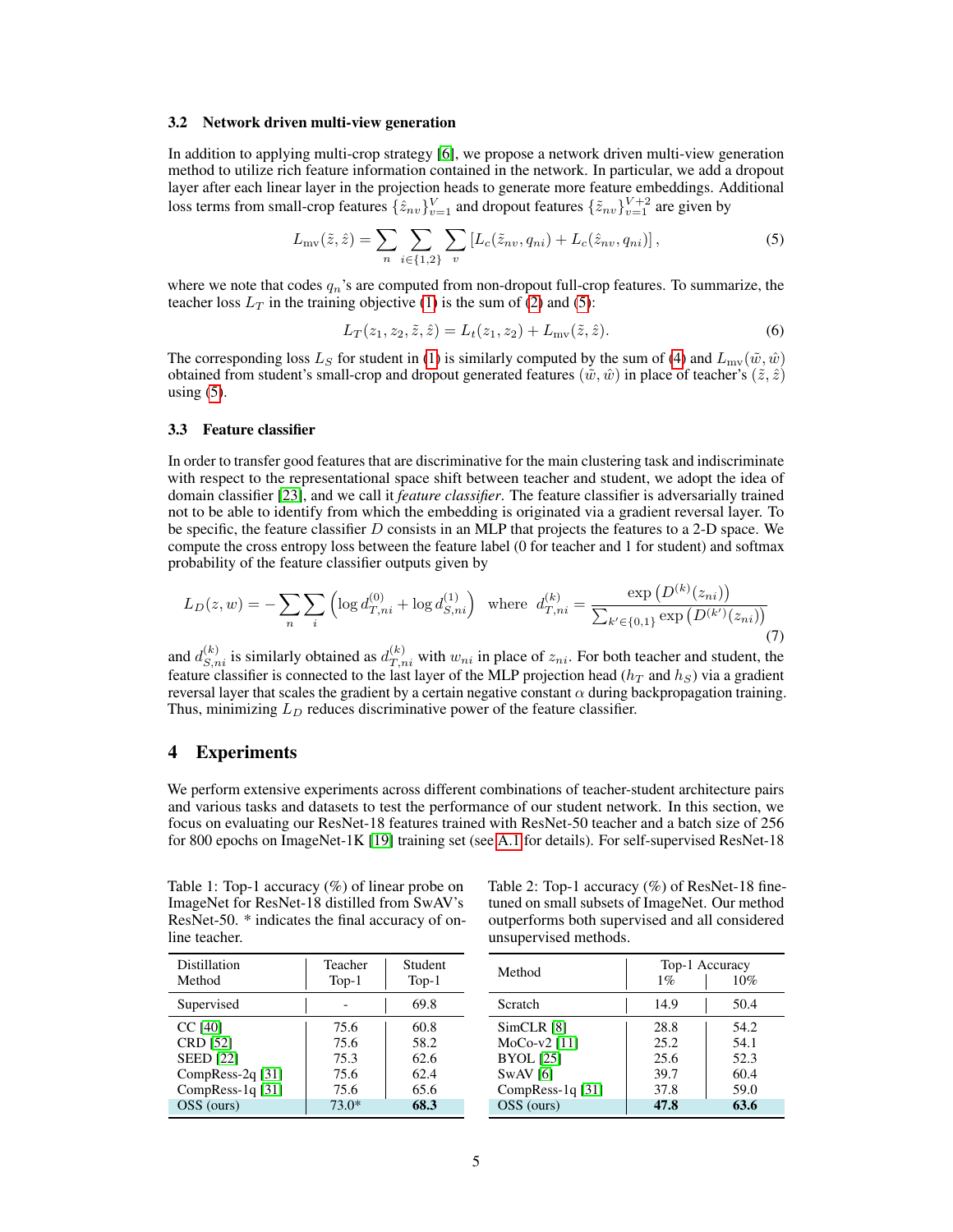### 3.2 Network driven multi-view generation

In addition to applying multi-crop strategy [6], we propose a network driven multi-view generation method to utilize rich feature information contained in the network. In particular, we add a dropout layer after each linear layer in the projection heads to generate more feature embeddings. Additional loss terms from small-crop features $\{\hat{z}_{nv}\}_{v=1}^{V}$ and dropout features $\{\tilde{z}_{nv}\}_{v=1}^{V+2}$ are given by

$$L_{\text{mv}}(\tilde{z}, \hat{z}) = \sum_{n} \sum_{i \in \{1,2\}} \sum_{v} \left[ L_c(\tilde{z}_{nv}, q_{ni}) + L_c(\hat{z}_{nv}, q_{ni}) \right], \tag{5}$$

where we note that codes $q_n$'s are computed from non-dropout full-crop features. To summarize, the teacher loss $L_T$ in the training objective (1) is the sum of (2) and (5):

$$L_T(z_1, z_2, \tilde{z}, \hat{z}) = L_t(z_1, z_2) + L_{\text{mv}}(\tilde{z}, \hat{z}). \tag{6}$$

The corresponding loss $L_S$ for student in (1) is similarly computed by the sum of (4) and $L_{\text{mv}}(\tilde{w}, \hat{w})$ obtained from student's small-crop and dropout generated features $(\tilde{w}, \hat{w})$ in place of teacher's $(\tilde{z}, \hat{z})$ using (5).

### 3.3 Feature classifier

In order to transfer good features that are discriminative for the main clustering task and indiscriminate with respect to the representational space shift between teacher and student, we adopt the idea of domain classifier [23], and we call it *feature classifier*. The feature classifier is adversarially trained not to be able to identify from which the embedding is originated via a gradient reversal layer. To be specific, the feature classifier $D$ consists in an MLP that projects the features to a 2-D space. We compute the cross entropy loss between the feature label (0 for teacher and 1 for student) and softmax probability of the feature classifier outputs given by

$$L_D(z, w) = -\sum_{n} \sum_{i} \left( \log d_{T,ni}^{(0)} + \log d_{S,ni}^{(1)} \right) \quad \text{where} \quad d_{T,ni}^{(k)} = \frac{\exp\left(D^{(k)}(z_{ni})\right)}{\sum_{k' \in \{0,1\}} \exp\left(D^{(k')}(z_{ni})\right)} \tag{7}$$

and $d_{S,ni}^{(k)}$ is similarly obtained as $d_{T,ni}^{(k)}$ with $w_{ni}$ in place of $z_{ni}$. For both teacher and student, the feature classifier is connected to the last layer of the MLP projection head ($h_T$ and $h_S$) via a gradient reversal layer that scales the gradient by a certain negative constant $\alpha$ during backpropagation training. Thus, minimizing $L_D$ reduces discriminative power of the feature classifier.

## 4 Experiments

We perform extensive experiments across different combinations of teacher-student architecture pairs and various tasks and datasets to test the performance of our student network. In this section, we focus on evaluating our ResNet-18 features trained with ResNet-50 teacher and a batch size of 256 for 800 epochs on ImageNet-1K [19] training set (see A.1 for details). For self-supervised ResNet-18

Table 1: Top-1 accuracy (%) of linear probe on ImageNet for ResNet-18 distilled from SwAV's ResNet-50. * indicates the final accuracy of online teacher.

| Distillation Method | Teacher Top-1 | Student Top-1 |
|---|---|---|
| Supervised | - | 69.8 |
| CC [40] | 75.6 | 60.8 |
| CRD [52] | 75.6 | 58.2 |
| SEED [22] | 75.3 | 62.6 |
| CompRess-2q [31] | 75.6 | 62.4 |
| CompRess-1q [31] | 75.6 | 65.6 |
| OSS (ours) | 73.0* | **68.3** |

Table 2: Top-1 accuracy (%) of ResNet-18 fine-tuned on small subsets of ImageNet. Our method outperforms both supervised and all considered unsupervised methods.

| Method | Top-1 Accuracy 1% | 10% |
|---|---|---|
| Scratch | 14.9 | 50.4 |
| SimCLR [8] | 28.8 | 54.2 |
| MoCo-v2 [11] | 25.2 | 54.1 |
| BYOL [25] | 25.6 | 52.3 |
| SwAV [6] | 39.7 | 60.4 |
| CompRess-1q [31] | 37.8 | 59.0 |
| OSS (ours) | **47.8** | **63.6** |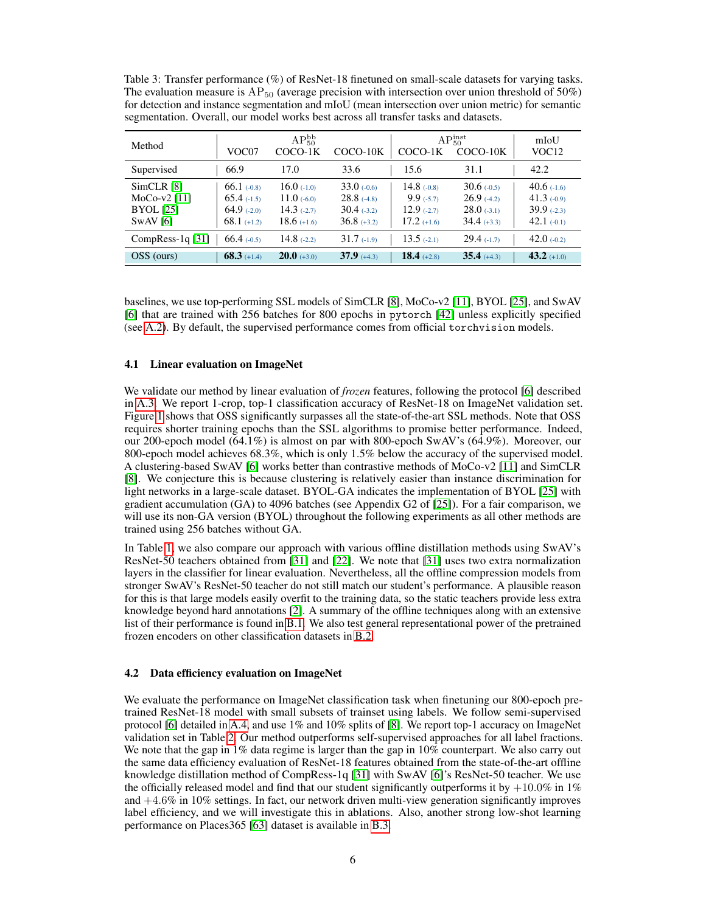Table 3: Transfer performance (%) of ResNet-18 finetuned on small-scale datasets for varying tasks. The evaluation measure is $\text{AP}_{50}$ (average precision with intersection over union threshold of 50%) for detection and instance segmentation and mIoU (mean intersection over union metric) for semantic segmentation. Overall, our model works best across all transfer tasks and datasets.

| Method | $\text{AP}_{50}^{\text{bb}}$ | | | $\text{AP}_{50}^{\text{inst}}$ | | mIoU |
|---|---|---|---|---|---|---|
| | VOC07 | COCO-1K | COCO-10K | COCO-1K | COCO-10K | VOC12 |
| Supervised | 66.9 | 17.0 | 33.6 | 15.6 | 31.1 | 42.2 |
| SimCLR [8] | 66.1 (-0.8) | 16.0 (-1.0) | 33.0 (-0.6) | 14.8 (-0.8) | 30.6 (-0.5) | 40.6 (-1.6) |
| MoCo-v2 [11] | 65.4 (-1.5) | 11.0 (-6.0) | 28.8 (-4.8) | 9.9 (-5.7) | 26.9 (-4.2) | 41.3 (-0.9) |
| BYOL [25] | 64.9 (-2.0) | 14.3 (-2.7) | 30.4 (-3.2) | 12.9 (-2.7) | 28.0 (-3.1) | 39.9 (-2.3) |
| SwAV [6] | 68.1 (+1.2) | 18.6 (+1.6) | 36.8 (+3.2) | 17.2 (+1.6) | 34.4 (+3.3) | 42.1 (-0.1) |
| CompRess-1q [31] | 66.4 (-0.5) | 14.8 (-2.2) | 31.7 (-1.9) | 13.5 (-2.1) | 29.4 (-1.7) | 42.0 (-0.2) |
| OSS (ours) | **68.3** (+1.4) | **20.0** (+3.0) | **37.9** (+4.3) | **18.4** (+2.8) | **35.4** (+4.3) | **43.2** (+1.0) |

baselines, we use top-performing SSL models of SimCLR [8], MoCo-v2 [11], BYOL [25], and SwAV [6] that are trained with 256 batches for 800 epochs in `pytorch` [42] unless explicitly specified (see A.2). By default, the supervised performance comes from official `torchvision` models.

### 4.1 Linear evaluation on ImageNet

We validate our method by linear evaluation of *frozen* features, following the protocol [6] described in A.3. We report 1-crop, top-1 classification accuracy of ResNet-18 on ImageNet validation set. Figure 1 shows that OSS significantly surpasses all the state-of-the-art SSL methods. Note that OSS requires shorter training epochs than the SSL algorithms to promise better performance. Indeed, our 200-epoch model (64.1%) is almost on par with 800-epoch SwAV's (64.9%). Moreover, our 800-epoch model achieves 68.3%, which is only 1.5% below the accuracy of the supervised model. A clustering-based SwAV [6] works better than contrastive methods of MoCo-v2 [11] and SimCLR [8]. We conjecture this is because clustering is relatively easier than instance discrimination for light networks in a large-scale dataset. BYOL-GA indicates the implementation of BYOL [25] with gradient accumulation (GA) to 4096 batches (see Appendix G2 of [25]). For a fair comparison, we will use its non-GA version (BYOL) throughout the following experiments as all other methods are trained using 256 batches without GA.

In Table 1, we also compare our approach with various offline distillation methods using SwAV's ResNet-50 teachers obtained from [31] and [22]. We note that [31] uses two extra normalization layers in the classifier for linear evaluation. Nevertheless, all the offline compression models from stronger SwAV's ResNet-50 teacher do not still match our student's performance. A plausible reason for this is that large models easily overfit to the training data, so the static teachers provide less extra knowledge beyond hard annotations [2]. A summary of the offline techniques along with an extensive list of their performance is found in B.1. We also test general representational power of the pretrained frozen encoders on other classification datasets in B.2.

### 4.2 Data efficiency evaluation on ImageNet

We evaluate the performance on ImageNet classification task when finetuning our 800-epoch pretrained ResNet-18 model with small subsets of trainset using labels. We follow semi-supervised protocol [6] detailed in A.4, and use 1% and 10% splits of [8]. We report top-1 accuracy on ImageNet validation set in Table 2. Our method outperforms self-supervised approaches for all label fractions. We note that the gap in 1% data regime is larger than the gap in 10% counterpart. We also carry out the same data efficiency evaluation of ResNet-18 features obtained from the state-of-the-art offline knowledge distillation method of CompRess-1q [31] with SwAV [6]'s ResNet-50 teacher. We use the officially released model and find that our student significantly outperforms it by +10.0% in 1% and +4.6% in 10% settings. In fact, our network driven multi-view generation significantly improves label efficiency, and we will investigate this in ablations. Also, another strong low-shot learning performance on Places365 [63] dataset is available in B.3.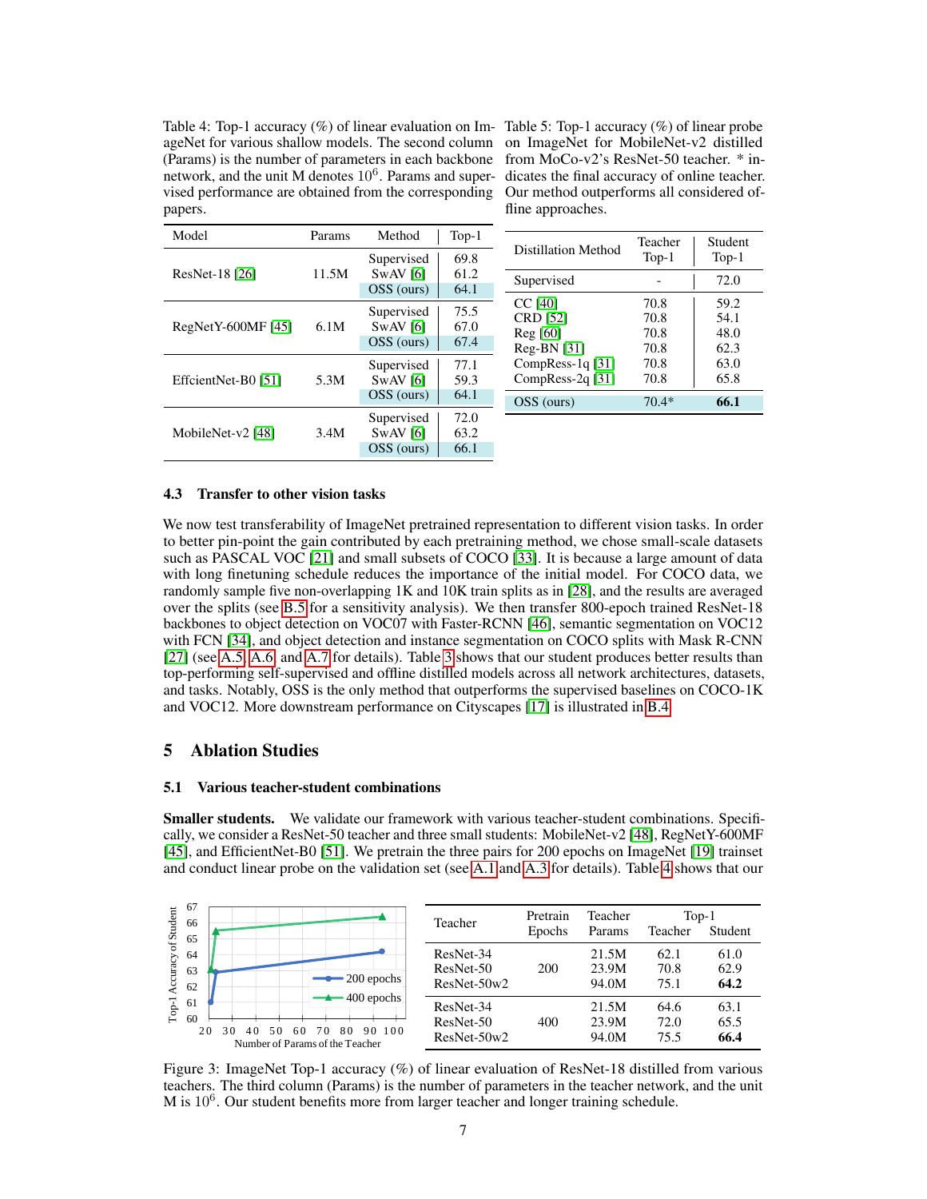Table 4: Top-1 accuracy (%) of linear evaluation on ImageNet for various shallow models. The second column (Params) is the number of parameters in each backbone network, and the unit M denotes $10^6$. Params and supervised performance are obtained from the corresponding papers.

| Model | Params | Method | Top-1 |
|---|---|---|---|
| ResNet-18 [26] | 11.5M | Supervised | 69.8 |
| | | SwAV [6] | 61.2 |
| | | OSS (ours) | 64.1 |
| RegNetY-600MF [45] | 6.1M | Supervised | 75.5 |
| | | SwAV [6] | 67.0 |
| | | OSS (ours) | 67.4 |
| EffcientNet-B0 [51] | 5.3M | Supervised | 77.1 |
| | | SwAV [6] | 59.3 |
| | | OSS (ours) | 64.1 |
| MobileNet-v2 [48] | 3.4M | Supervised | 72.0 |
| | | SwAV [6] | 63.2 |
| | | OSS (ours) | 66.1 |

Table 5: Top-1 accuracy (%) of linear probe on ImageNet for MobileNet-v2 distilled from MoCo-v2's ResNet-50 teacher. * indicates the final accuracy of online teacher. Our method outperforms all considered offline approaches.

| Distillation Method | Teacher Top-1 | Student Top-1 |
|---|---|---|
| Supervised | - | 72.0 |
| CC [40] | 70.8 | 59.2 |
| CRD [52] | 70.8 | 54.1 |
| Reg [60] | 70.8 | 48.0 |
| Reg-BN [31] | 70.8 | 62.3 |
| CompRess-1q [31] | 70.8 | 63.0 |
| CompRess-2q [31] | 70.8 | 65.8 |
| OSS (ours) | 70.4* | **66.1** |

### 4.3 Transfer to other vision tasks

We now test transferability of ImageNet pretrained representation to different vision tasks. In order to better pin-point the gain contributed by each pretraining method, we chose small-scale datasets such as PASCAL VOC [21] and small subsets of COCO [33]. It is because a large amount of data with long finetuning schedule reduces the importance of the initial model. For COCO data, we randomly sample five non-overlapping 1K and 10K train splits as in [28], and the results are averaged over the splits (see B.5 for a sensitivity analysis). We then transfer 800-epoch trained ResNet-18 backbones to object detection on VOC07 with Faster-RCNN [46], semantic segmentation on VOC12 with FCN [34], and object detection and instance segmentation on COCO splits with Mask R-CNN [27] (see A.5, A.6, and A.7 for details). Table 3 shows that our student produces better results than top-performing self-supervised and offline distilled models across all network architectures, datasets, and tasks. Notably, OSS is the only method that outperforms the supervised baselines on COCO-1K and VOC12. More downstream performance on Cityscapes [17] is illustrated in B.4.

## 5 Ablation Studies

### 5.1 Various teacher-student combinations

**Smaller students.** We validate our framework with various teacher-student combinations. Specifically, we consider a ResNet-50 teacher and three small students: MobileNet-v2 [48], RegNetY-600MF [45], and EfficientNet-B0 [51]. We pretrain the three pairs for 200 epochs on ImageNet [19] trainset and conduct linear probe on the validation set (see A.1 and A.3 for details). Table 4 shows that our

| Teacher | Pretrain Epochs | Teacher Params | Top-1 Teacher | Top-1 Student |
|---|---|---|---|---|
| ResNet-34 | 200 | 21.5M | 62.1 | 61.0 |
| ResNet-50 | | 23.9M | 70.8 | 62.9 |
| ResNet-50w2 | | 94.0M | 75.1 | **64.2** |
| ResNet-34 | 400 | 21.5M | 64.6 | 63.1 |
| ResNet-50 | | 23.9M | 72.0 | 65.5 |
| ResNet-50w2 | | 94.0M | 75.5 | **66.4** |

Figure 3: ImageNet Top-1 accuracy (%) of linear evaluation of ResNet-18 distilled from various teachers. The third column (Params) is the number of parameters in the teacher network, and the unit M is $10^6$. Our student benefits more from larger teacher and longer training schedule.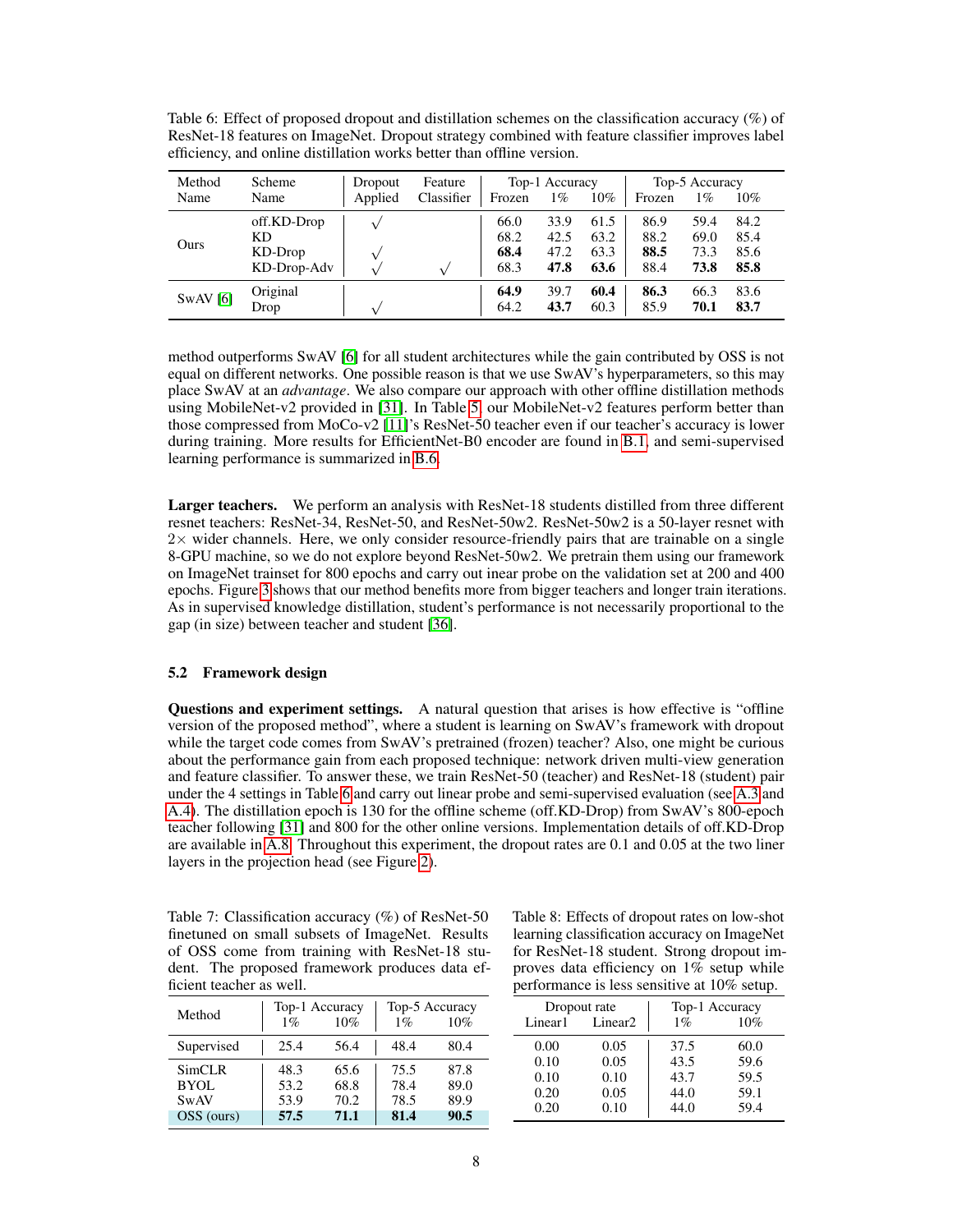Table 6: Effect of proposed dropout and distillation schemes on the classification accuracy (%) of ResNet-18 features on ImageNet. Dropout strategy combined with feature classifier improves label efficiency, and online distillation works better than offline version.

| Method Name | Scheme Name | Dropout Applied | Feature Classifier | Top-1 Accuracy | | | Top-5 Accuracy | | |
|---|---|---|---|---|---|---|---|---|---|
| | | | | Frozen | 1% | 10% | Frozen | 1% | 10% |
| Ours | off.KD-Drop | √ | | 66.0 | 33.9 | 61.5 | 86.9 | 59.4 | 84.2 |
| | KD | | | 68.2 | 42.5 | 63.2 | 88.2 | 69.0 | 85.4 |
| | KD-Drop | √ | | **68.4** | 47.2 | 63.3 | **88.5** | 73.3 | 85.6 |
| | KD-Drop-Adv | √ | √ | 68.3 | **47.8** | **63.6** | 88.4 | **73.8** | **85.8** |
| SwAV [6] | Original | | | **64.9** | 39.7 | **60.4** | **86.3** | 66.3 | 83.6 |
| | Drop | √ | | 64.2 | **43.7** | 60.3 | 85.9 | **70.1** | **83.7** |

method outperforms SwAV [6] for all student architectures while the gain contributed by OSS is not equal on different networks. One possible reason is that we use SwAV's hyperparameters, so this may place SwAV at an *advantage*. We also compare our approach with other offline distillation methods using MobileNet-v2 provided in [31]. In Table 5, our MobileNet-v2 features perform better than those compressed from MoCo-v2 [11]'s ResNet-50 teacher even if our teacher's accuracy is lower during training. More results for EfficientNet-B0 encoder are found in B.1, and semi-supervised learning performance is summarized in B.6.

**Larger teachers.** We perform an analysis with ResNet-18 students distilled from three different resnet teachers: ResNet-34, ResNet-50, and ResNet-50w2. ResNet-50w2 is a 50-layer resnet with $2\times$ wider channels. Here, we only consider resource-friendly pairs that are trainable on a single 8-GPU machine, so we do not explore beyond ResNet-50w2. We pretrain them using our framework on ImageNet trainset for 800 epochs and carry out inear probe on the validation set at 200 and 400 epochs. Figure 3 shows that our method benefits more from bigger teachers and longer train iterations. As in supervised knowledge distillation, student's performance is not necessarily proportional to the gap (in size) between teacher and student [36].

### 5.2 Framework design

**Questions and experiment settings.** A natural question that arises is how effective is "offline version of the proposed method", where a student is learning on SwAV's framework with dropout while the target code comes from SwAV's pretrained (frozen) teacher? Also, one might be curious about the performance gain from each proposed technique: network driven multi-view generation and feature classifier. To answer these, we train ResNet-50 (teacher) and ResNet-18 (student) pair under the 4 settings in Table 6 and carry out linear probe and semi-supervised evaluation (see A.3 and A.4). The distillation epoch is 130 for the offline scheme (off.KD-Drop) from SwAV's 800-epoch teacher following [31] and 800 for the other online versions. Implementation details of off.KD-Drop are available in A.8. Throughout this experiment, the dropout rates are 0.1 and 0.05 at the two liner layers in the projection head (see Figure 2).

Table 7: Classification accuracy (%) of ResNet-50 finetuned on small subsets of ImageNet. Results of OSS come from training with ResNet-18 student. The proposed framework produces data efficient teacher as well.

| Method | Top-1 Accuracy | | Top-5 Accuracy | |
|---|---|---|---|---|
| | 1% | 10% | 1% | 10% |
| Supervised | 25.4 | 56.4 | 48.4 | 80.4 |
| SimCLR | 48.3 | 65.6 | 75.5 | 87.8 |
| BYOL | 53.2 | 68.8 | 78.4 | 89.0 |
| SwAV | 53.9 | 70.2 | 78.5 | 89.9 |
| OSS (ours) | **57.5** | **71.1** | **81.4** | **90.5** |

Table 8: Effects of dropout rates on low-shot learning classification accuracy on ImageNet for ResNet-18 student. Strong dropout improves data efficiency on 1% setup while performance is less sensitive at 10% setup.

| Dropout rate | | Top-1 Accuracy | |
|---|---|---|---|
| Linear1 | Linear2 | 1% | 10% |
| 0.00 | 0.05 | 37.5 | 60.0 |
| 0.10 | 0.05 | 43.5 | 59.6 |
| 0.10 | 0.10 | 43.7 | 59.5 |
| 0.20 | 0.05 | 44.0 | 59.1 |
| 0.20 | 0.10 | 44.0 | 59.4 |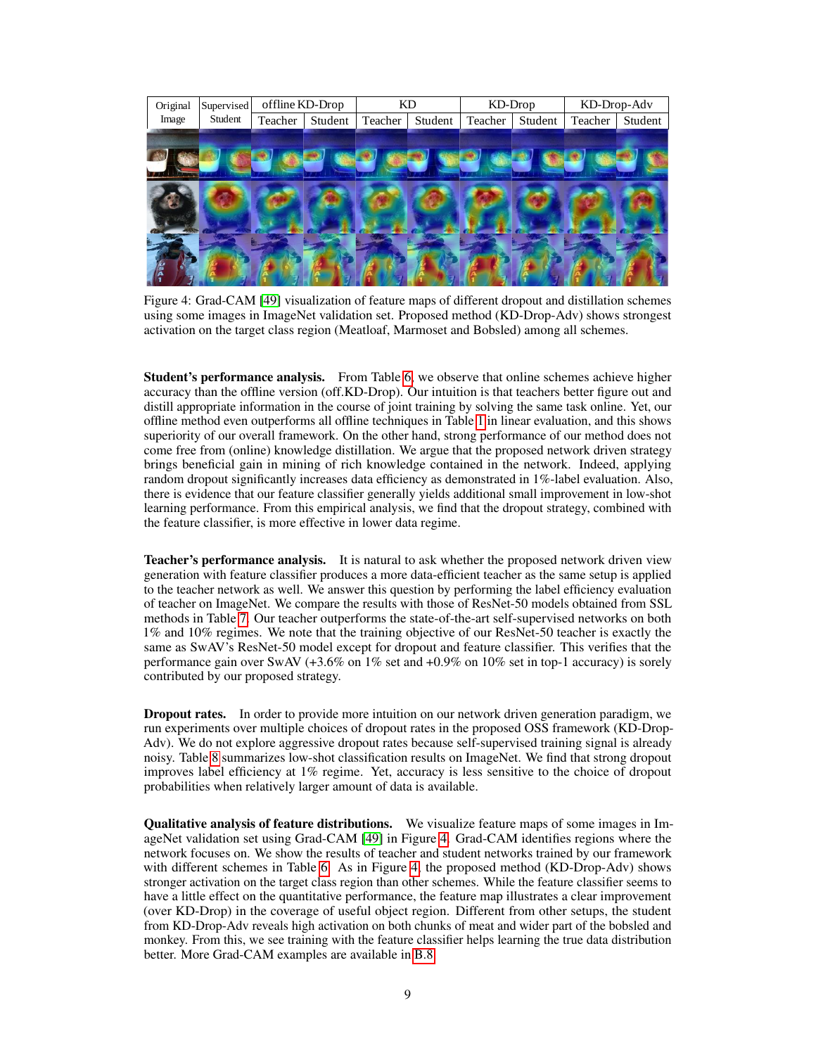Figure 4: Grad-CAM [49] visualization of feature maps of different dropout and distillation schemes using some images in ImageNet validation set. Proposed method (KD-Drop-Adv) shows strongest activation on the target class region (Meatloaf, Marmoset and Bobsled) among all schemes.

**Student's performance analysis.** From Table 6, we observe that online schemes achieve higher accuracy than the offline version (off.KD-Drop). Our intuition is that teachers better figure out and distill appropriate information in the course of joint training by solving the same task online. Yet, our offline method even outperforms all offline techniques in Table 1 in linear evaluation, and this shows superiority of our overall framework. On the other hand, strong performance of our method does not come free from (online) knowledge distillation. We argue that the proposed network driven strategy brings beneficial gain in mining of rich knowledge contained in the network. Indeed, applying random dropout significantly increases data efficiency as demonstrated in 1%-label evaluation. Also, there is evidence that our feature classifier generally yields additional small improvement in low-shot learning performance. From this empirical analysis, we find that the dropout strategy, combined with the feature classifier, is more effective in lower data regime.

**Teacher's performance analysis.** It is natural to ask whether the proposed network driven view generation with feature classifier produces a more data-efficient teacher as the same setup is applied to the teacher network as well. We answer this question by performing the label efficiency evaluation of teacher on ImageNet. We compare the results with those of ResNet-50 models obtained from SSL methods in Table 7. Our teacher outperforms the state-of-the-art self-supervised networks on both 1% and 10% regimes. We note that the training objective of our ResNet-50 teacher is exactly the same as SwAV's ResNet-50 model except for dropout and feature classifier. This verifies that the performance gain over SwAV (+3.6% on 1% set and +0.9% on 10% set in top-1 accuracy) is sorely contributed by our proposed strategy.

**Dropout rates.** In order to provide more intuition on our network driven generation paradigm, we run experiments over multiple choices of dropout rates in the proposed OSS framework (KD-Drop-Adv). We do not explore aggressive dropout rates because self-supervised training signal is already noisy. Table 8 summarizes low-shot classification results on ImageNet. We find that strong dropout improves label efficiency at 1% regime. Yet, accuracy is less sensitive to the choice of dropout probabilities when relatively larger amount of data is available.

**Qualitative analysis of feature distributions.** We visualize feature maps of some images in ImageNet validation set using Grad-CAM [49] in Figure 4. Grad-CAM identifies regions where the network focuses on. We show the results of teacher and student networks trained by our framework with different schemes in Table 6. As in Figure 4, the proposed method (KD-Drop-Adv) shows stronger activation on the target class region than other schemes. While the feature classifier seems to have a little effect on the quantitative performance, the feature map illustrates a clear improvement (over KD-Drop) in the coverage of useful object region. Different from other setups, the student from KD-Drop-Adv reveals high activation on both chunks of meat and wider part of the bobsled and monkey. From this, we see training with the feature classifier helps learning the true data distribution better. More Grad-CAM examples are available in B.8.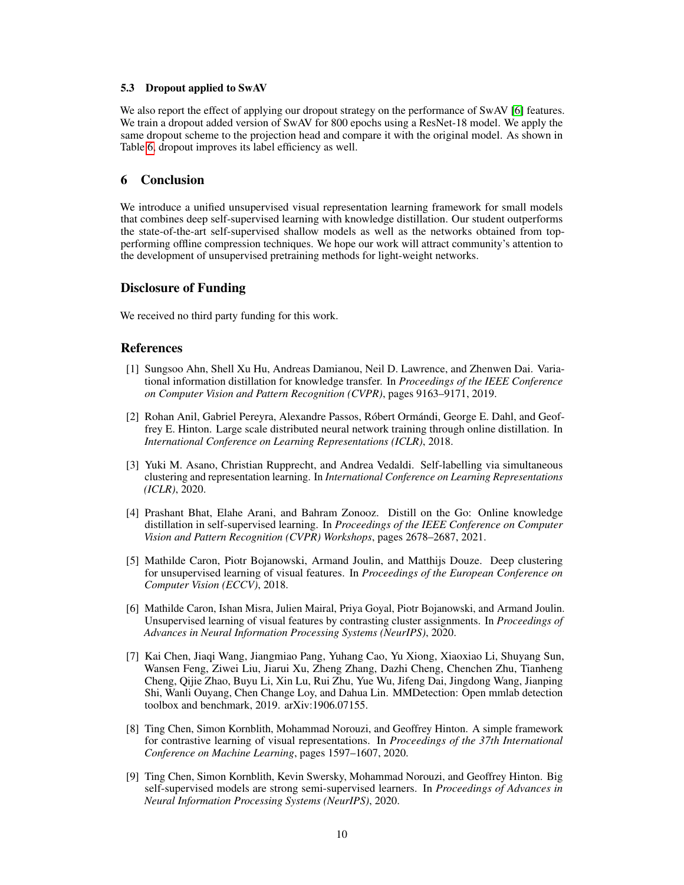### 5.3 Dropout applied to SwAV

We also report the effect of applying our dropout strategy on the performance of SwAV [6] features. We train a dropout added version of SwAV for 800 epochs using a ResNet-18 model. We apply the same dropout scheme to the projection head and compare it with the original model. As shown in Table 6, dropout improves its label efficiency as well.

## 6 Conclusion

We introduce a unified unsupervised visual representation learning framework for small models that combines deep self-supervised learning with knowledge distillation. Our student outperforms the state-of-the-art self-supervised shallow models as well as the networks obtained from top-performing offline compression techniques. We hope our work will attract community's attention to the development of unsupervised pretraining methods for light-weight networks.

## Disclosure of Funding

We received no third party funding for this work.

## References

[1] Sungsoo Ahn, Shell Xu Hu, Andreas Damianou, Neil D. Lawrence, and Zhenwen Dai. Variational information distillation for knowledge transfer. In *Proceedings of the IEEE Conference on Computer Vision and Pattern Recognition (CVPR)*, pages 9163–9171, 2019.

[2] Rohan Anil, Gabriel Pereyra, Alexandre Passos, Róbert Ormándi, George E. Dahl, and Geoffrey E. Hinton. Large scale distributed neural network training through online distillation. In *International Conference on Learning Representations (ICLR)*, 2018.

[3] Yuki M. Asano, Christian Rupprecht, and Andrea Vedaldi. Self-labelling via simultaneous clustering and representation learning. In *International Conference on Learning Representations (ICLR)*, 2020.

[4] Prashant Bhat, Elahe Arani, and Bahram Zonooz. Distill on the Go: Online knowledge distillation in self-supervised learning. In *Proceedings of the IEEE Conference on Computer Vision and Pattern Recognition (CVPR) Workshops*, pages 2678–2687, 2021.

[5] Mathilde Caron, Piotr Bojanowski, Armand Joulin, and Matthijs Douze. Deep clustering for unsupervised learning of visual features. In *Proceedings of the European Conference on Computer Vision (ECCV)*, 2018.

[6] Mathilde Caron, Ishan Misra, Julien Mairal, Priya Goyal, Piotr Bojanowski, and Armand Joulin. Unsupervised learning of visual features by contrasting cluster assignments. In *Proceedings of Advances in Neural Information Processing Systems (NeurIPS)*, 2020.

[7] Kai Chen, Jiaqi Wang, Jiangmiao Pang, Yuhang Cao, Yu Xiong, Xiaoxiao Li, Shuyang Sun, Wansen Feng, Ziwei Liu, Jiarui Xu, Zheng Zhang, Dazhi Cheng, Chenchen Zhu, Tianheng Cheng, Qijie Zhao, Buyu Li, Xin Lu, Rui Zhu, Yue Wu, Jifeng Dai, Jingdong Wang, Jianping Shi, Wanli Ouyang, Chen Change Loy, and Dahua Lin. MMDetection: Open mmlab detection toolbox and benchmark, 2019. arXiv:1906.07155.

[8] Ting Chen, Simon Kornblith, Mohammad Norouzi, and Geoffrey Hinton. A simple framework for contrastive learning of visual representations. In *Proceedings of the 37th International Conference on Machine Learning*, pages 1597–1607, 2020.

[9] Ting Chen, Simon Kornblith, Kevin Swersky, Mohammad Norouzi, and Geoffrey Hinton. Big self-supervised models are strong semi-supervised learners. In *Proceedings of Advances in Neural Information Processing Systems (NeurIPS)*, 2020.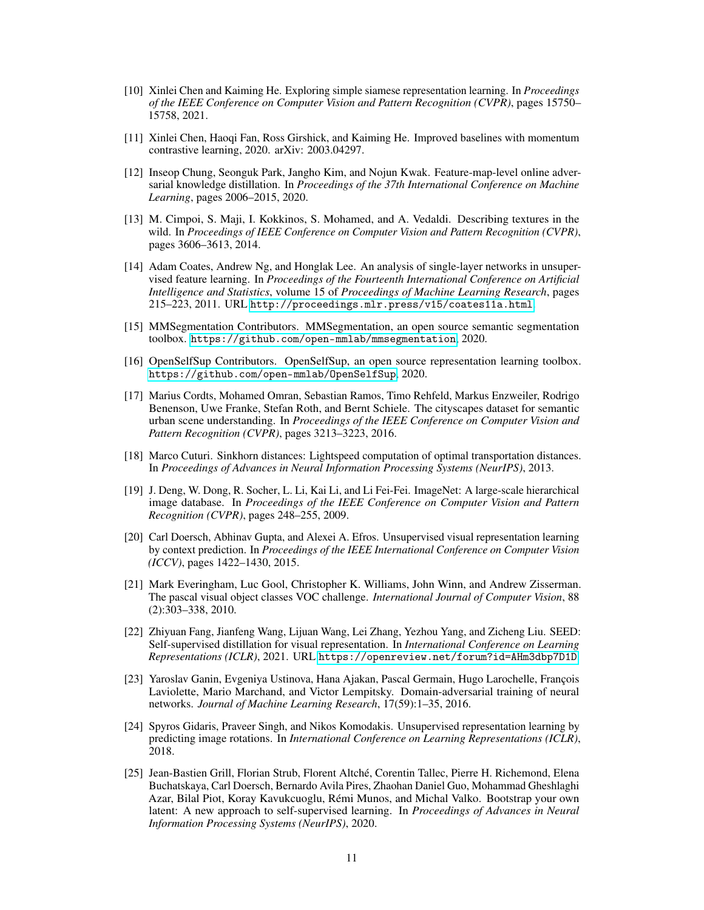[10] Xinlei Chen and Kaiming He. Exploring simple siamese representation learning. In *Proceedings of the IEEE Conference on Computer Vision and Pattern Recognition (CVPR)*, pages 15750–15758, 2021.

[11] Xinlei Chen, Haoqi Fan, Ross Girshick, and Kaiming He. Improved baselines with momentum contrastive learning, 2020. arXiv: 2003.04297.

[12] Inseop Chung, Seonguk Park, Jangho Kim, and Nojun Kwak. Feature-map-level online adversarial knowledge distillation. In *Proceedings of the 37th International Conference on Machine Learning*, pages 2006–2015, 2020.

[13] M. Cimpoi, S. Maji, I. Kokkinos, S. Mohamed, and A. Vedaldi. Describing textures in the wild. In *Proceedings of IEEE Conference on Computer Vision and Pattern Recognition (CVPR)*, pages 3606–3613, 2014.

[14] Adam Coates, Andrew Ng, and Honglak Lee. An analysis of single-layer networks in unsupervised feature learning. In *Proceedings of the Fourteenth International Conference on Artificial Intelligence and Statistics*, volume 15 of *Proceedings of Machine Learning Research*, pages 215–223, 2011. URL `http://proceedings.mlr.press/v15/coates11a.html`.

[15] MMSegmentation Contributors. MMSegmentation, an open source semantic segmentation toolbox. `https://github.com/open-mmlab/mmsegmentation`, 2020.

[16] OpenSelfSup Contributors. OpenSelfSup, an open source representation learning toolbox. `https://github.com/open-mmlab/OpenSelfSup`, 2020.

[17] Marius Cordts, Mohamed Omran, Sebastian Ramos, Timo Rehfeld, Markus Enzweiler, Rodrigo Benenson, Uwe Franke, Stefan Roth, and Bernt Schiele. The cityscapes dataset for semantic urban scene understanding. In *Proceedings of the IEEE Conference on Computer Vision and Pattern Recognition (CVPR)*, pages 3213–3223, 2016.

[18] Marco Cuturi. Sinkhorn distances: Lightspeed computation of optimal transportation distances. In *Proceedings of Advances in Neural Information Processing Systems (NeurIPS)*, 2013.

[19] J. Deng, W. Dong, R. Socher, L. Li, Kai Li, and Li Fei-Fei. ImageNet: A large-scale hierarchical image database. In *Proceedings of the IEEE Conference on Computer Vision and Pattern Recognition (CVPR)*, pages 248–255, 2009.

[20] Carl Doersch, Abhinav Gupta, and Alexei A. Efros. Unsupervised visual representation learning by context prediction. In *Proceedings of the IEEE International Conference on Computer Vision (ICCV)*, pages 1422–1430, 2015.

[21] Mark Everingham, Luc Gool, Christopher K. Williams, John Winn, and Andrew Zisserman. The pascal visual object classes VOC challenge. *International Journal of Computer Vision*, 88 (2):303–338, 2010.

[22] Zhiyuan Fang, Jianfeng Wang, Lijuan Wang, Lei Zhang, Yezhou Yang, and Zicheng Liu. SEED: Self-supervised distillation for visual representation. In *International Conference on Learning Representations (ICLR)*, 2021. URL `https://openreview.net/forum?id=AHm3dbp7D1D`.

[23] Yaroslav Ganin, Evgeniya Ustinova, Hana Ajakan, Pascal Germain, Hugo Larochelle, François Laviolette, Mario Marchand, and Victor Lempitsky. Domain-adversarial training of neural networks. *Journal of Machine Learning Research*, 17(59):1–35, 2016.

[24] Spyros Gidaris, Praveer Singh, and Nikos Komodakis. Unsupervised representation learning by predicting image rotations. In *International Conference on Learning Representations (ICLR)*, 2018.

[25] Jean-Bastien Grill, Florian Strub, Florent Altché, Corentin Tallec, Pierre H. Richemond, Elena Buchatskaya, Carl Doersch, Bernardo Avila Pires, Zhaohan Daniel Guo, Mohammad Gheshlaghi Azar, Bilal Piot, Koray Kavukcuoglu, Rémi Munos, and Michal Valko. Bootstrap your own latent: A new approach to self-supervised learning. In *Proceedings of Advances in Neural Information Processing Systems (NeurIPS)*, 2020.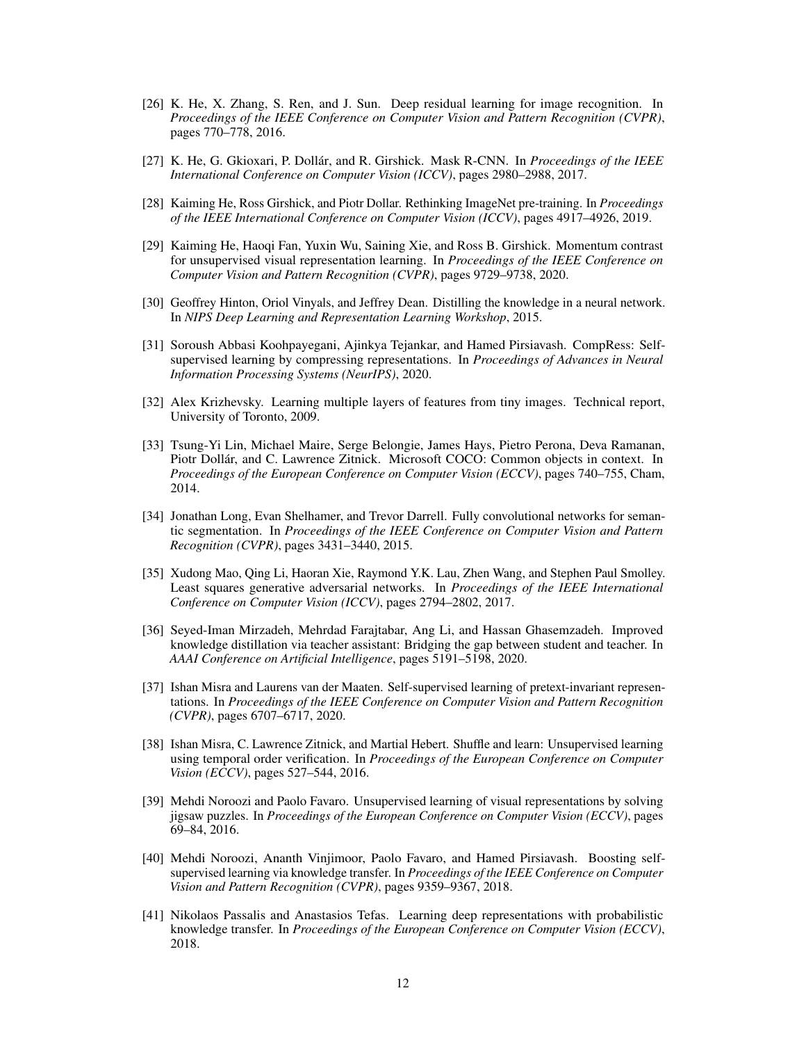[26] K. He, X. Zhang, S. Ren, and J. Sun. Deep residual learning for image recognition. In *Proceedings of the IEEE Conference on Computer Vision and Pattern Recognition (CVPR)*, pages 770–778, 2016.

[27] K. He, G. Gkioxari, P. Dollár, and R. Girshick. Mask R-CNN. In *Proceedings of the IEEE International Conference on Computer Vision (ICCV)*, pages 2980–2988, 2017.

[28] Kaiming He, Ross Girshick, and Piotr Dollar. Rethinking ImageNet pre-training. In *Proceedings of the IEEE International Conference on Computer Vision (ICCV)*, pages 4917–4926, 2019.

[29] Kaiming He, Haoqi Fan, Yuxin Wu, Saining Xie, and Ross B. Girshick. Momentum contrast for unsupervised visual representation learning. In *Proceedings of the IEEE Conference on Computer Vision and Pattern Recognition (CVPR)*, pages 9729–9738, 2020.

[30] Geoffrey Hinton, Oriol Vinyals, and Jeffrey Dean. Distilling the knowledge in a neural network. In *NIPS Deep Learning and Representation Learning Workshop*, 2015.

[31] Soroush Abbasi Koohpayegani, Ajinkya Tejankar, and Hamed Pirsiavash. CompRess: Self-supervised learning by compressing representations. In *Proceedings of Advances in Neural Information Processing Systems (NeurIPS)*, 2020.

[32] Alex Krizhevsky. Learning multiple layers of features from tiny images. Technical report, University of Toronto, 2009.

[33] Tsung-Yi Lin, Michael Maire, Serge Belongie, James Hays, Pietro Perona, Deva Ramanan, Piotr Dollár, and C. Lawrence Zitnick. Microsoft COCO: Common objects in context. In *Proceedings of the European Conference on Computer Vision (ECCV)*, pages 740–755, Cham, 2014.

[34] Jonathan Long, Evan Shelhamer, and Trevor Darrell. Fully convolutional networks for semantic segmentation. In *Proceedings of the IEEE Conference on Computer Vision and Pattern Recognition (CVPR)*, pages 3431–3440, 2015.

[35] Xudong Mao, Qing Li, Haoran Xie, Raymond Y.K. Lau, Zhen Wang, and Stephen Paul Smolley. Least squares generative adversarial networks. In *Proceedings of the IEEE International Conference on Computer Vision (ICCV)*, pages 2794–2802, 2017.

[36] Seyed-Iman Mirzadeh, Mehrdad Farajtabar, Ang Li, and Hassan Ghasemzadeh. Improved knowledge distillation via teacher assistant: Bridging the gap between student and teacher. In *AAAI Conference on Artificial Intelligence*, pages 5191–5198, 2020.

[37] Ishan Misra and Laurens van der Maaten. Self-supervised learning of pretext-invariant representations. In *Proceedings of the IEEE Conference on Computer Vision and Pattern Recognition (CVPR)*, pages 6707–6717, 2020.

[38] Ishan Misra, C. Lawrence Zitnick, and Martial Hebert. Shuffle and learn: Unsupervised learning using temporal order verification. In *Proceedings of the European Conference on Computer Vision (ECCV)*, pages 527–544, 2016.

[39] Mehdi Noroozi and Paolo Favaro. Unsupervised learning of visual representations by solving jigsaw puzzles. In *Proceedings of the European Conference on Computer Vision (ECCV)*, pages 69–84, 2016.

[40] Mehdi Noroozi, Ananth Vinjimoor, Paolo Favaro, and Hamed Pirsiavash. Boosting self-supervised learning via knowledge transfer. In *Proceedings of the IEEE Conference on Computer Vision and Pattern Recognition (CVPR)*, pages 9359–9367, 2018.

[41] Nikolaos Passalis and Anastasios Tefas. Learning deep representations with probabilistic knowledge transfer. In *Proceedings of the European Conference on Computer Vision (ECCV)*, 2018.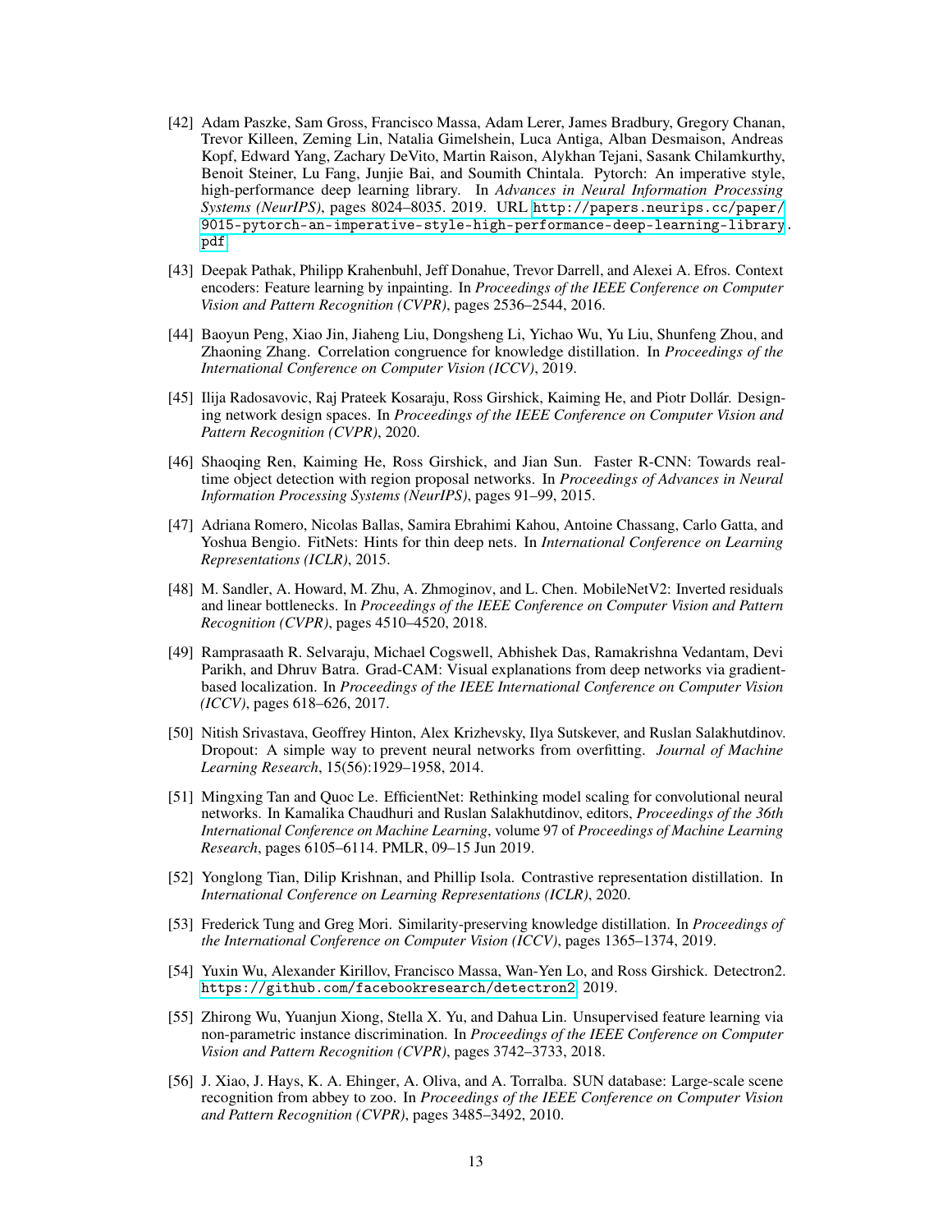[42] Adam Paszke, Sam Gross, Francisco Massa, Adam Lerer, James Bradbury, Gregory Chanan, Trevor Killeen, Zeming Lin, Natalia Gimelshein, Luca Antiga, Alban Desmaison, Andreas Kopf, Edward Yang, Zachary DeVito, Martin Raison, Alykhan Tejani, Sasank Chilamkurthy, Benoit Steiner, Lu Fang, Junjie Bai, and Soumith Chintala. Pytorch: An imperative style, high-performance deep learning library. In *Advances in Neural Information Processing Systems (NeurIPS)*, pages 8024–8035. 2019. URL `http://papers.neurips.cc/paper/9015-pytorch-an-imperative-style-high-performance-deep-learning-library.pdf`.

[43] Deepak Pathak, Philipp Krahenbuhl, Jeff Donahue, Trevor Darrell, and Alexei A. Efros. Context encoders: Feature learning by inpainting. In *Proceedings of the IEEE Conference on Computer Vision and Pattern Recognition (CVPR)*, pages 2536–2544, 2016.

[44] Baoyun Peng, Xiao Jin, Jiaheng Liu, Dongsheng Li, Yichao Wu, Yu Liu, Shunfeng Zhou, and Zhaoning Zhang. Correlation congruence for knowledge distillation. In *Proceedings of the International Conference on Computer Vision (ICCV)*, 2019.

[45] Ilija Radosavovic, Raj Prateek Kosaraju, Ross Girshick, Kaiming He, and Piotr Dollár. Designing network design spaces. In *Proceedings of the IEEE Conference on Computer Vision and Pattern Recognition (CVPR)*, 2020.

[46] Shaoqing Ren, Kaiming He, Ross Girshick, and Jian Sun. Faster R-CNN: Towards real-time object detection with region proposal networks. In *Proceedings of Advances in Neural Information Processing Systems (NeurIPS)*, pages 91–99, 2015.

[47] Adriana Romero, Nicolas Ballas, Samira Ebrahimi Kahou, Antoine Chassang, Carlo Gatta, and Yoshua Bengio. FitNets: Hints for thin deep nets. In *International Conference on Learning Representations (ICLR)*, 2015.

[48] M. Sandler, A. Howard, M. Zhu, A. Zhmoginov, and L. Chen. MobileNetV2: Inverted residuals and linear bottlenecks. In *Proceedings of the IEEE Conference on Computer Vision and Pattern Recognition (CVPR)*, pages 4510–4520, 2018.

[49] Ramprasaath R. Selvaraju, Michael Cogswell, Abhishek Das, Ramakrishna Vedantam, Devi Parikh, and Dhruv Batra. Grad-CAM: Visual explanations from deep networks via gradient-based localization. In *Proceedings of the IEEE International Conference on Computer Vision (ICCV)*, pages 618–626, 2017.

[50] Nitish Srivastava, Geoffrey Hinton, Alex Krizhevsky, Ilya Sutskever, and Ruslan Salakhutdinov. Dropout: A simple way to prevent neural networks from overfitting. *Journal of Machine Learning Research*, 15(56):1929–1958, 2014.

[51] Mingxing Tan and Quoc Le. EfficientNet: Rethinking model scaling for convolutional neural networks. In Kamalika Chaudhuri and Ruslan Salakhutdinov, editors, *Proceedings of the 36th International Conference on Machine Learning*, volume 97 of *Proceedings of Machine Learning Research*, pages 6105–6114. PMLR, 09–15 Jun 2019.

[52] Yonglong Tian, Dilip Krishnan, and Phillip Isola. Contrastive representation distillation. In *International Conference on Learning Representations (ICLR)*, 2020.

[53] Frederick Tung and Greg Mori. Similarity-preserving knowledge distillation. In *Proceedings of the International Conference on Computer Vision (ICCV)*, pages 1365–1374, 2019.

[54] Yuxin Wu, Alexander Kirillov, Francisco Massa, Wan-Yen Lo, and Ross Girshick. Detectron2. `https://github.com/facebookresearch/detectron2`, 2019.

[55] Zhirong Wu, Yuanjun Xiong, Stella X. Yu, and Dahua Lin. Unsupervised feature learning via non-parametric instance discrimination. In *Proceedings of the IEEE Conference on Computer Vision and Pattern Recognition (CVPR)*, pages 3742–3733, 2018.

[56] J. Xiao, J. Hays, K. A. Ehinger, A. Oliva, and A. Torralba. SUN database: Large-scale scene recognition from abbey to zoo. In *Proceedings of the IEEE Conference on Computer Vision and Pattern Recognition (CVPR)*, pages 3485–3492, 2010.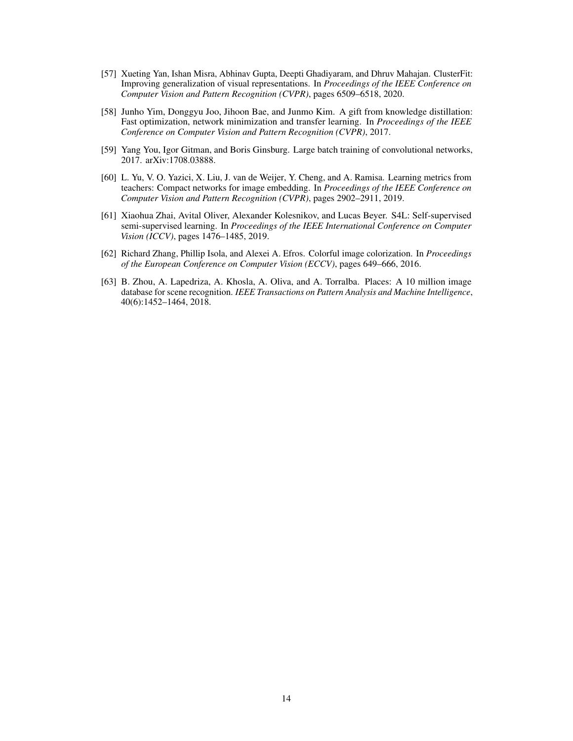[57] Xueting Yan, Ishan Misra, Abhinav Gupta, Deepti Ghadiyaram, and Dhruv Mahajan. ClusterFit: Improving generalization of visual representations. In *Proceedings of the IEEE Conference on Computer Vision and Pattern Recognition (CVPR)*, pages 6509–6518, 2020.

[58] Junho Yim, Donggyu Joo, Jihoon Bae, and Junmo Kim. A gift from knowledge distillation: Fast optimization, network minimization and transfer learning. In *Proceedings of the IEEE Conference on Computer Vision and Pattern Recognition (CVPR)*, 2017.

[59] Yang You, Igor Gitman, and Boris Ginsburg. Large batch training of convolutional networks, 2017. arXiv:1708.03888.

[60] L. Yu, V. O. Yazici, X. Liu, J. van de Weijer, Y. Cheng, and A. Ramisa. Learning metrics from teachers: Compact networks for image embedding. In *Proceedings of the IEEE Conference on Computer Vision and Pattern Recognition (CVPR)*, pages 2902–2911, 2019.

[61] Xiaohua Zhai, Avital Oliver, Alexander Kolesnikov, and Lucas Beyer. S4L: Self-supervised semi-supervised learning. In *Proceedings of the IEEE International Conference on Computer Vision (ICCV)*, pages 1476–1485, 2019.

[62] Richard Zhang, Phillip Isola, and Alexei A. Efros. Colorful image colorization. In *Proceedings of the European Conference on Computer Vision (ECCV)*, pages 649–666, 2016.

[63] B. Zhou, A. Lapedriza, A. Khosla, A. Oliva, and A. Torralba. Places: A 10 million image database for scene recognition. *IEEE Transactions on Pattern Analysis and Machine Intelligence*, 40(6):1452–1464, 2018.